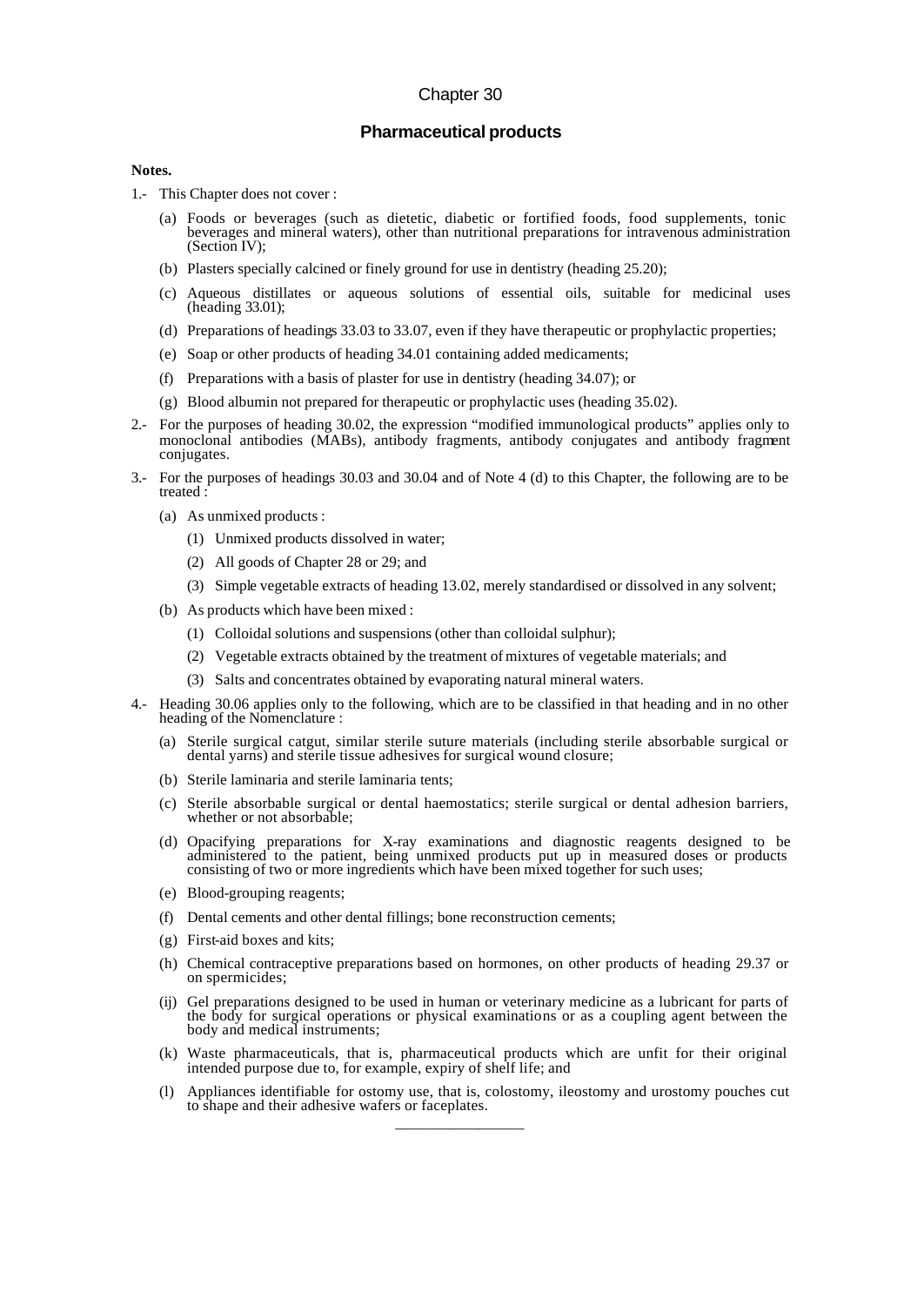# Chapter 30

## Pharmaceutical products

**Notes.**

1.- This Chapter does not cover :

   (a) Foods or beverages (such as dietetic, diabetic or fortified foods, food supplements, tonic beverages and mineral waters), other than nutritional preparations for intravenous administration (Section IV);

   (b) Plasters specially calcined or finely ground for use in dentistry (heading 25.20);

   (c) Aqueous distillates or aqueous solutions of essential oils, suitable for medicinal uses (heading 33.01);

   (d) Preparations of headings 33.03 to 33.07, even if they have therapeutic or prophylactic properties;

   (e) Soap or other products of heading 34.01 containing added medicaments;

   (f) Preparations with a basis of plaster for use in dentistry (heading 34.07); or

   (g) Blood albumin not prepared for therapeutic or prophylactic uses (heading 35.02).

2.- For the purposes of heading 30.02, the expression "modified immunological products" applies only to monoclonal antibodies (MABs), antibody fragments, antibody conjugates and antibody fragment conjugates.

3.- For the purposes of headings 30.03 and 30.04 and of Note 4 (d) to this Chapter, the following are to be treated :

   (a) As unmixed products :

      (1) Unmixed products dissolved in water;

      (2) All goods of Chapter 28 or 29; and

      (3) Simple vegetable extracts of heading 13.02, merely standardised or dissolved in any solvent;

   (b) As products which have been mixed :

      (1) Colloidal solutions and suspensions (other than colloidal sulphur);

      (2) Vegetable extracts obtained by the treatment of mixtures of vegetable materials; and

      (3) Salts and concentrates obtained by evaporating natural mineral waters.

4.- Heading 30.06 applies only to the following, which are to be classified in that heading and in no other heading of the Nomenclature :

   (a) Sterile surgical catgut, similar sterile suture materials (including sterile absorbable surgical or dental yarns) and sterile tissue adhesives for surgical wound closure;

   (b) Sterile laminaria and sterile laminaria tents;

   (c) Sterile absorbable surgical or dental haemostatics; sterile surgical or dental adhesion barriers, whether or not absorbable;

   (d) Opacifying preparations for X-ray examinations and diagnostic reagents designed to be administered to the patient, being unmixed products put up in measured doses or products consisting of two or more ingredients which have been mixed together for such uses;

   (e) Blood-grouping reagents;

   (f) Dental cements and other dental fillings; bone reconstruction cements;

   (g) First-aid boxes and kits;

   (h) Chemical contraceptive preparations based on hormones, on other products of heading 29.37 or on spermicides;

   (ij) Gel preparations designed to be used in human or veterinary medicine as a lubricant for parts of the body for surgical operations or physical examinations or as a coupling agent between the body and medical instruments;

   (k) Waste pharmaceuticals, that is, pharmaceutical products which are unfit for their original intended purpose due to, for example, expiry of shelf life; and

   (l) Appliances identifiable for ostomy use, that is, colostomy, ileostomy and urostomy pouches cut to shape and their adhesive wafers or faceplates.

---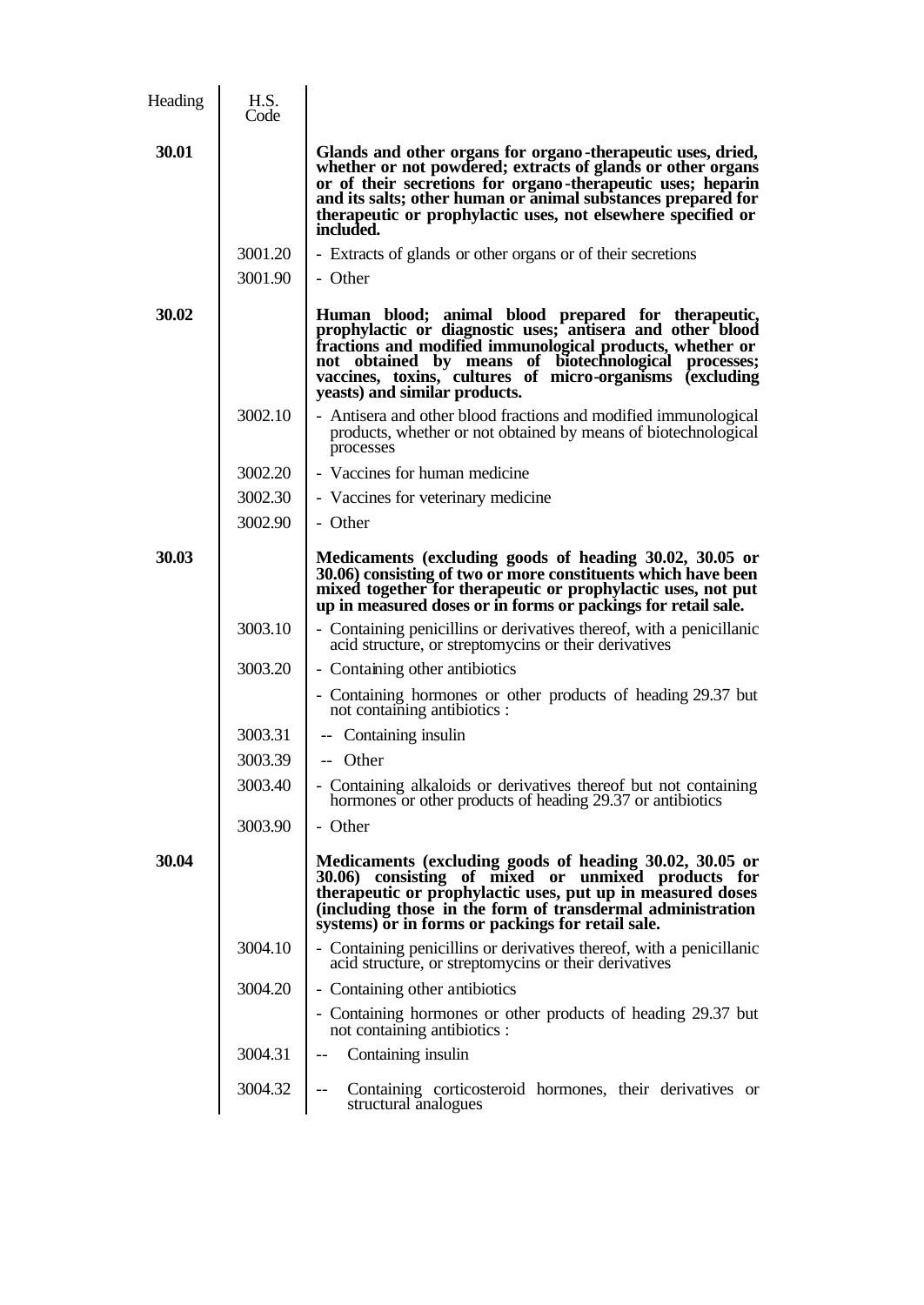| Heading | H.S. Code | |
|---|---|---|
| **30.01** | | **Glands and other organs for organo-therapeutic uses, dried, whether or not powdered; extracts of glands or other organs or of their secretions for organo-therapeutic uses; heparin and its salts; other human or animal substances prepared for therapeutic or prophylactic uses, not elsewhere specified or included.** |
| | 3001.20 | - Extracts of glands or other organs or of their secretions |
| | 3001.90 | - Other |
| **30.02** | | **Human blood; animal blood prepared for therapeutic, prophylactic or diagnostic uses; antisera and other blood fractions and modified immunological products, whether or not obtained by means of biotechnological processes; vaccines, toxins, cultures of micro-organisms (excluding yeasts) and similar products.** |
| | 3002.10 | - Antisera and other blood fractions and modified immunological products, whether or not obtained by means of biotechnological processes |
| | 3002.20 | - Vaccines for human medicine |
| | 3002.30 | - Vaccines for veterinary medicine |
| | 3002.90 | - Other |
| **30.03** | | **Medicaments (excluding goods of heading 30.02, 30.05 or 30.06) consisting of two or more constituents which have been mixed together for therapeutic or prophylactic uses, not put up in measured doses or in forms or packings for retail sale.** |
| | 3003.10 | - Containing penicillins or derivatives thereof, with a penicillanic acid structure, or streptomycins or their derivatives |
| | 3003.20 | - Containing other antibiotics |
| | | - Containing hormones or other products of heading 29.37 but not containing antibiotics : |
| | 3003.31 | -- Containing insulin |
| | 3003.39 | -- Other |
| | 3003.40 | - Containing alkaloids or derivatives thereof but not containing hormones or other products of heading 29.37 or antibiotics |
| | 3003.90 | - Other |
| **30.04** | | **Medicaments (excluding goods of heading 30.02, 30.05 or 30.06) consisting of mixed or unmixed products for therapeutic or prophylactic uses, put up in measured doses (including those in the form of transdermal administration systems) or in forms or packings for retail sale.** |
| | 3004.10 | - Containing penicillins or derivatives thereof, with a penicillanic acid structure, or streptomycins or their derivatives |
| | 3004.20 | - Containing other antibiotics |
| | | - Containing hormones or other products of heading 29.37 but not containing antibiotics : |
| | 3004.31 | -- Containing insulin |
| | 3004.32 | -- Containing corticosteroid hormones, their derivatives or structural analogues |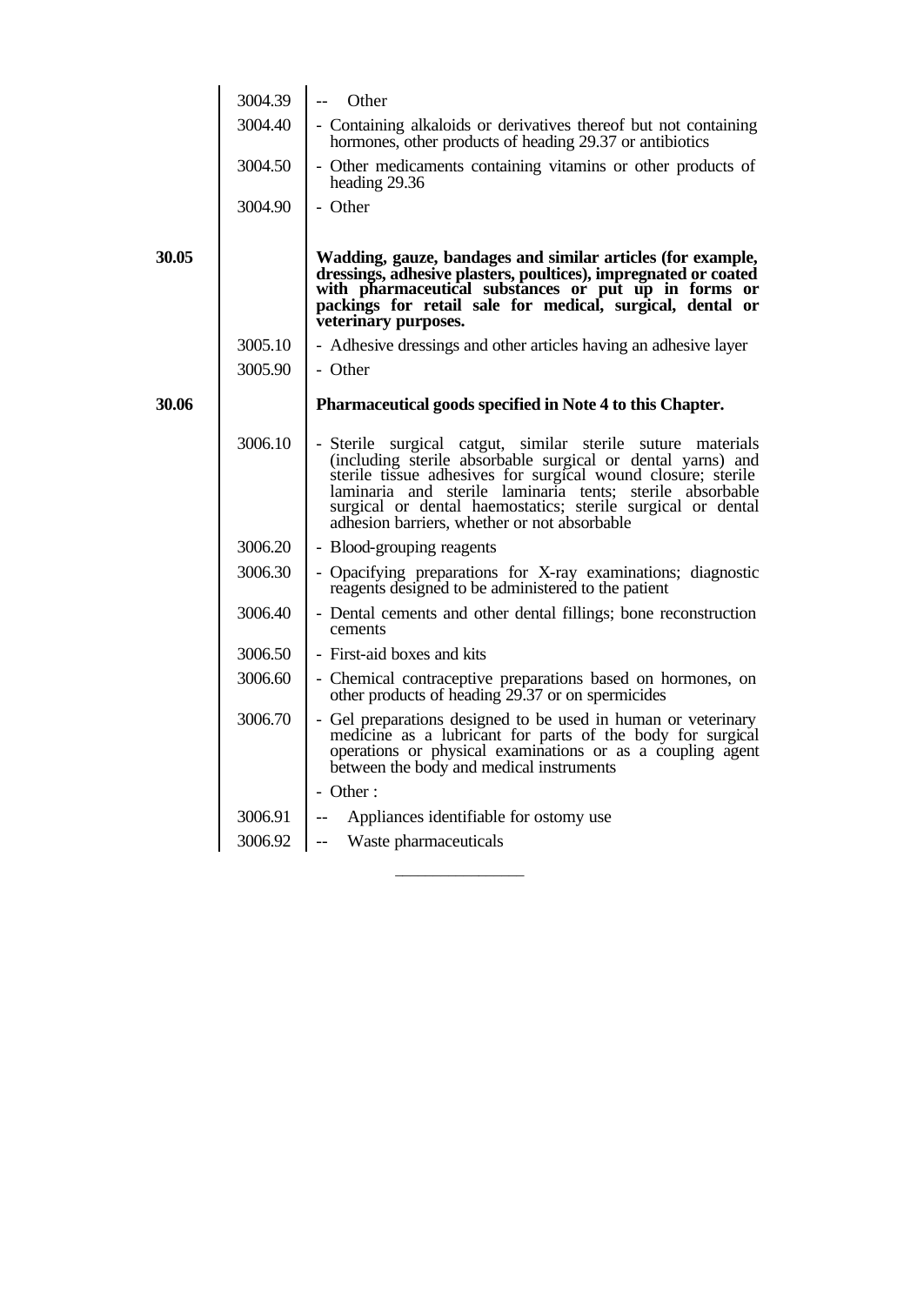| | | |
|---|---|---|
| | 3004.39 | -- Other |
| | 3004.40 | - Containing alkaloids or derivatives thereof but not containing hormones, other products of heading 29.37 or antibiotics |
| | 3004.50 | - Other medicaments containing vitamins or other products of heading 29.36 |
| | 3004.90 | - Other |
| **30.05** | | **Wadding, gauze, bandages and similar articles (for example, dressings, adhesive plasters, poultices), impregnated or coated with pharmaceutical substances or put up in forms or packings for retail sale for medical, surgical, dental or veterinary purposes.** |
| | 3005.10 | - Adhesive dressings and other articles having an adhesive layer |
| | 3005.90 | - Other |
| **30.06** | | **Pharmaceutical goods specified in Note 4 to this Chapter.** |
| | 3006.10 | - Sterile surgical catgut, similar sterile suture materials (including sterile absorbable surgical or dental yarns) and sterile tissue adhesives for surgical wound closure; sterile laminaria and sterile laminaria tents; sterile absorbable surgical or dental haemostatics; sterile surgical or dental adhesion barriers, whether or not absorbable |
| | 3006.20 | - Blood-grouping reagents |
| | 3006.30 | - Opacifying preparations for X-ray examinations; diagnostic reagents designed to be administered to the patient |
| | 3006.40 | - Dental cements and other dental fillings; bone reconstruction cements |
| | 3006.50 | - First-aid boxes and kits |
| | 3006.60 | - Chemical contraceptive preparations based on hormones, on other products of heading 29.37 or on spermicides |
| | 3006.70 | - Gel preparations designed to be used in human or veterinary medicine as a lubricant for parts of the body for surgical operations or physical examinations or as a coupling agent between the body and medical instruments |
| | | - Other : |
| | 3006.91 | -- Appliances identifiable for ostomy use |
| | 3006.92 | -- Waste pharmaceuticals |